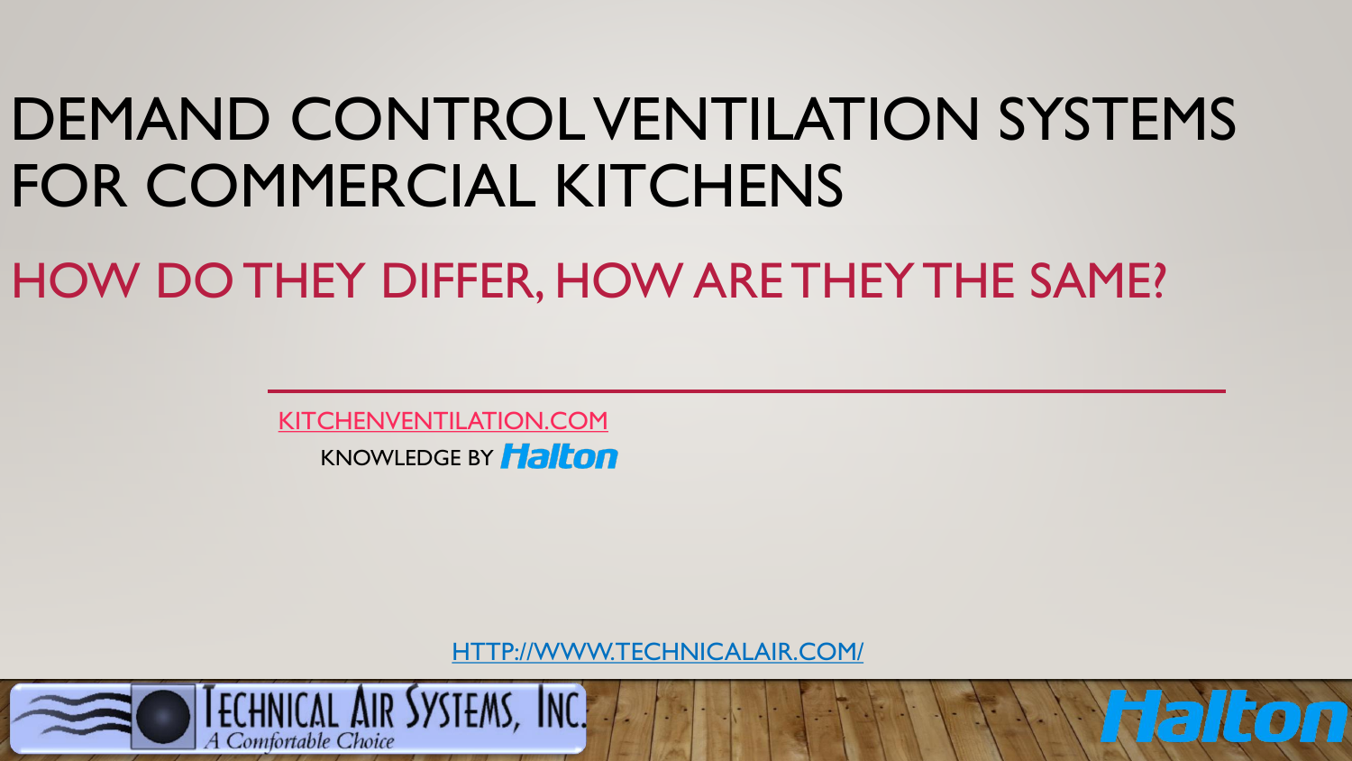# DEMAND CONTROL VENTILATION SYSTEMS FOR COMMERCIAL KITCHENS

## HOW DO THEY DIFFER, HOW ARE THEY THE SAME?

KITCHENVENTILATION.COM

KNOWLEDGE BY Halton

HTTP://WWW.TECHNICALAIR.COM/

TECHNICAL AIR SYSTEMS, INC.
A Comfortable Choice

Halton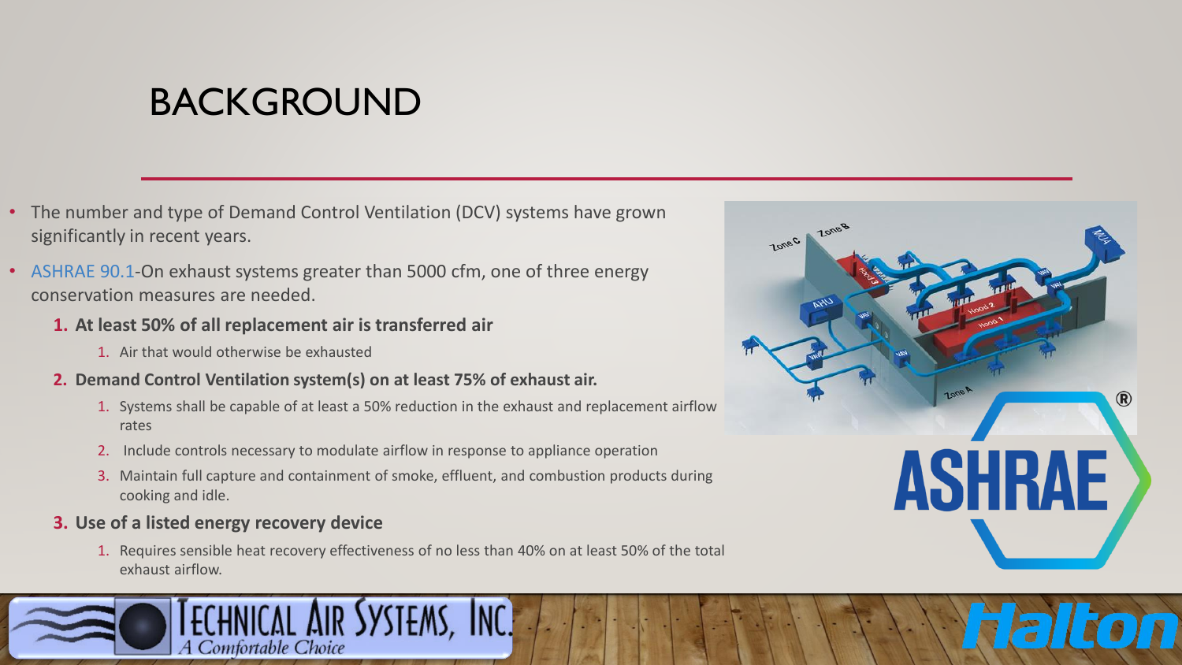# BACKGROUND

- The number and type of Demand Control Ventilation (DCV) systems have grown significantly in recent years.
- ASHRAE 90.1-On exhaust systems greater than 5000 cfm, one of three energy conservation measures are needed.
  1. **At least 50% of all replacement air is transferred air**
     1. Air that would otherwise be exhausted
  2. **Demand Control Ventilation system(s) on at least 75% of exhaust air.**
     1. Systems shall be capable of at least a 50% reduction in the exhaust and replacement airflow rates
     2. Include controls necessary to modulate airflow in response to appliance operation
     3. Maintain full capture and containment of smoke, effluent, and combustion products during cooking and idle.
  3. **Use of a listed energy recovery device**
     1. Requires sensible heat recovery effectiveness of no less than 40% on at least 50% of the total exhaust airflow.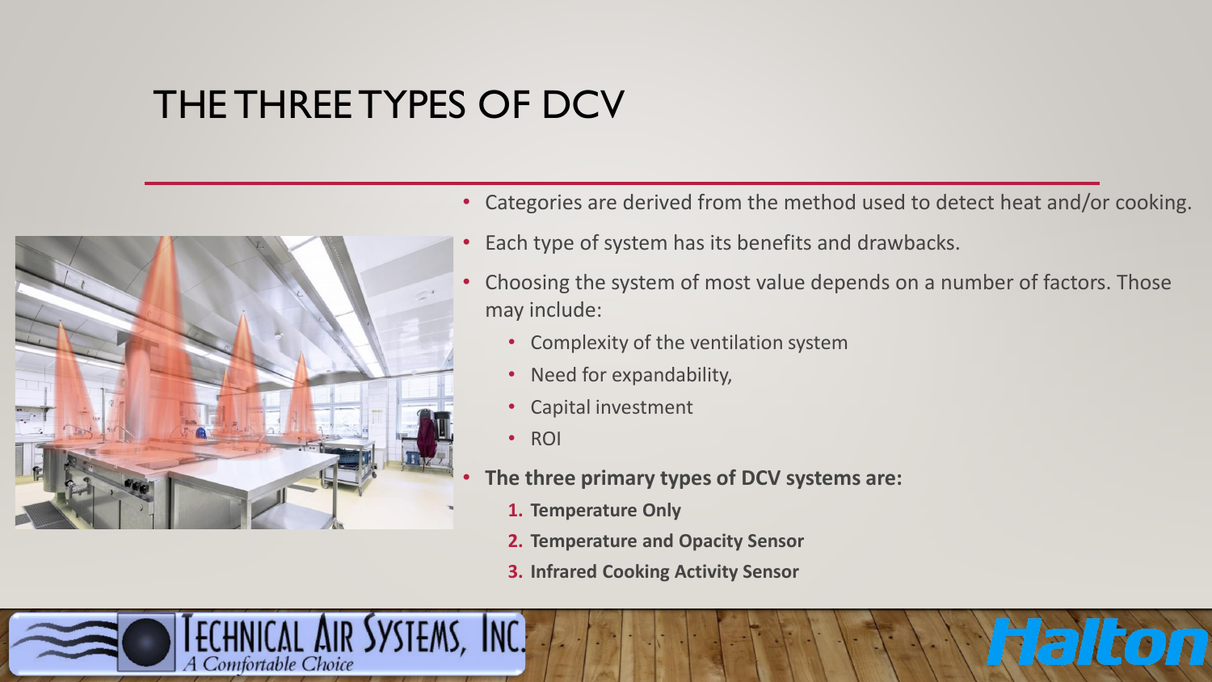# THE THREE TYPES OF DCV

- Categories are derived from the method used to detect heat and/or cooking.
- Each type of system has its benefits and drawbacks.
- Choosing the system of most value depends on a number of factors. Those may include:
  - Complexity of the ventilation system
  - Need for expandability,
  - Capital investment
  - ROI
- **The three primary types of DCV systems are:**
  1. **Temperature Only**
  2. **Temperature and Opacity Sensor**
  3. **Infrared Cooking Activity Sensor**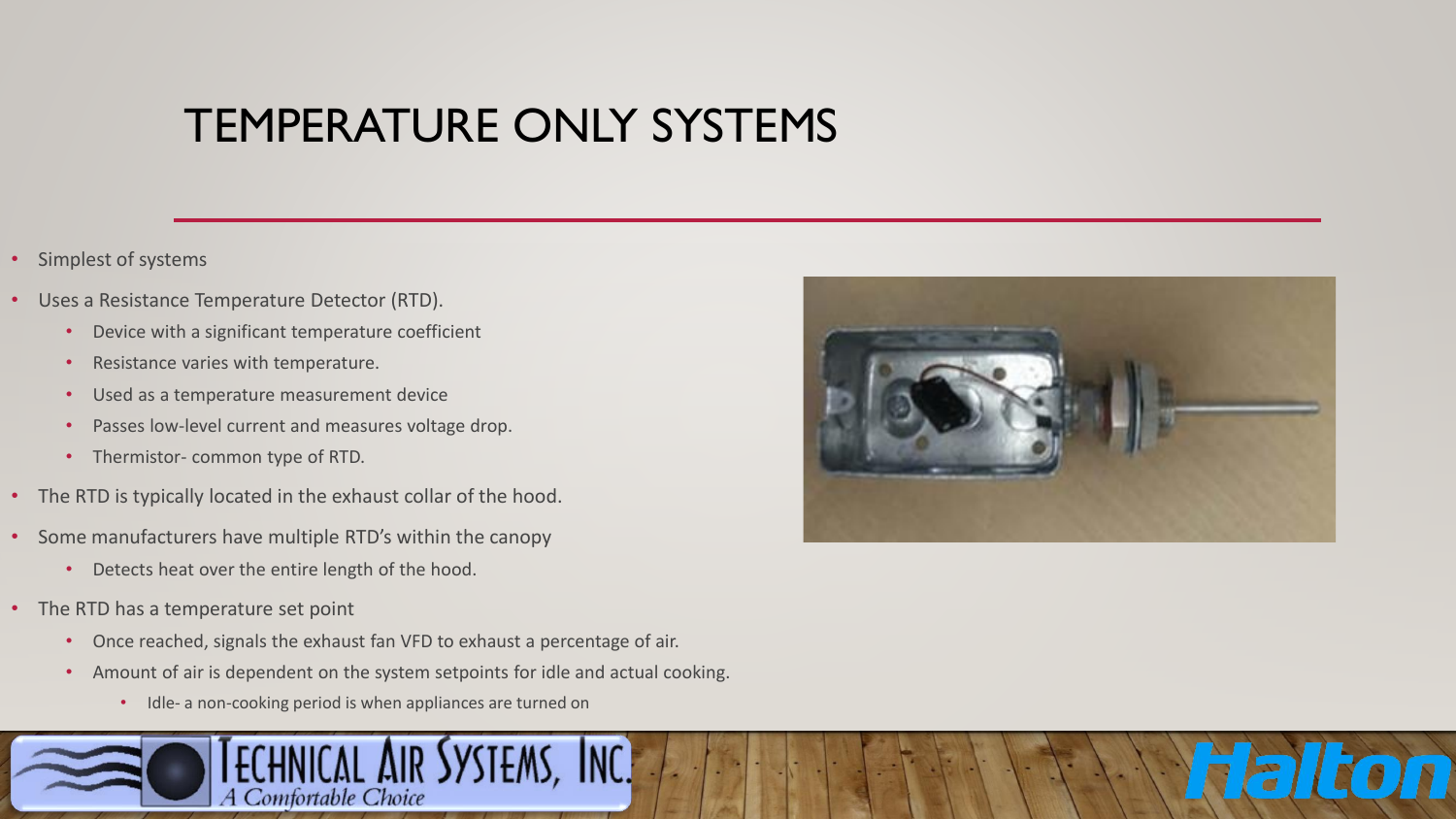# TEMPERATURE ONLY SYSTEMS

- Simplest of systems
- Uses a Resistance Temperature Detector (RTD).
  - Device with a significant temperature coefficient
  - Resistance varies with temperature.
  - Used as a temperature measurement device
  - Passes low-level current and measures voltage drop.
  - Thermistor- common type of RTD.
- The RTD is typically located in the exhaust collar of the hood.
- Some manufacturers have multiple RTD's within the canopy
  - Detects heat over the entire length of the hood.
- The RTD has a temperature set point
  - Once reached, signals the exhaust fan VFD to exhaust a percentage of air.
  - Amount of air is dependent on the system setpoints for idle and actual cooking.
    - Idle- a non-cooking period is when appliances are turned on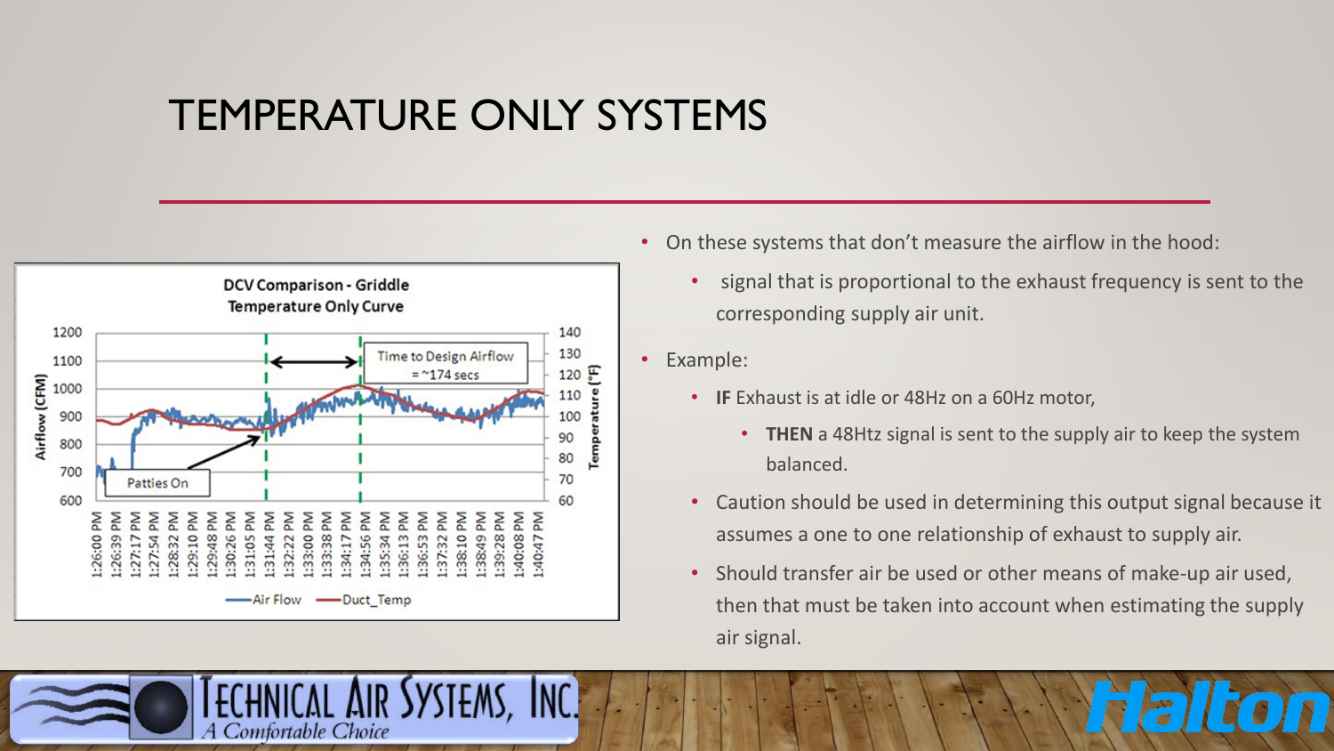# TEMPERATURE ONLY SYSTEMS

DCV Comparison - Griddle
Temperature Only Curve

- On these systems that don't measure the airflow in the hood:
  - signal that is proportional to the exhaust frequency is sent to the corresponding supply air unit.
- Example:
  - **IF** Exhaust is at idle or 48Hz on a 60Hz motor,
    - **THEN** a 48Htz signal is sent to the supply air to keep the system balanced.
  - Caution should be used in determining this output signal because it assumes a one to one relationship of exhaust to supply air.
  - Should transfer air be used or other means of make-up air used, then that must be taken into account when estimating the supply air signal.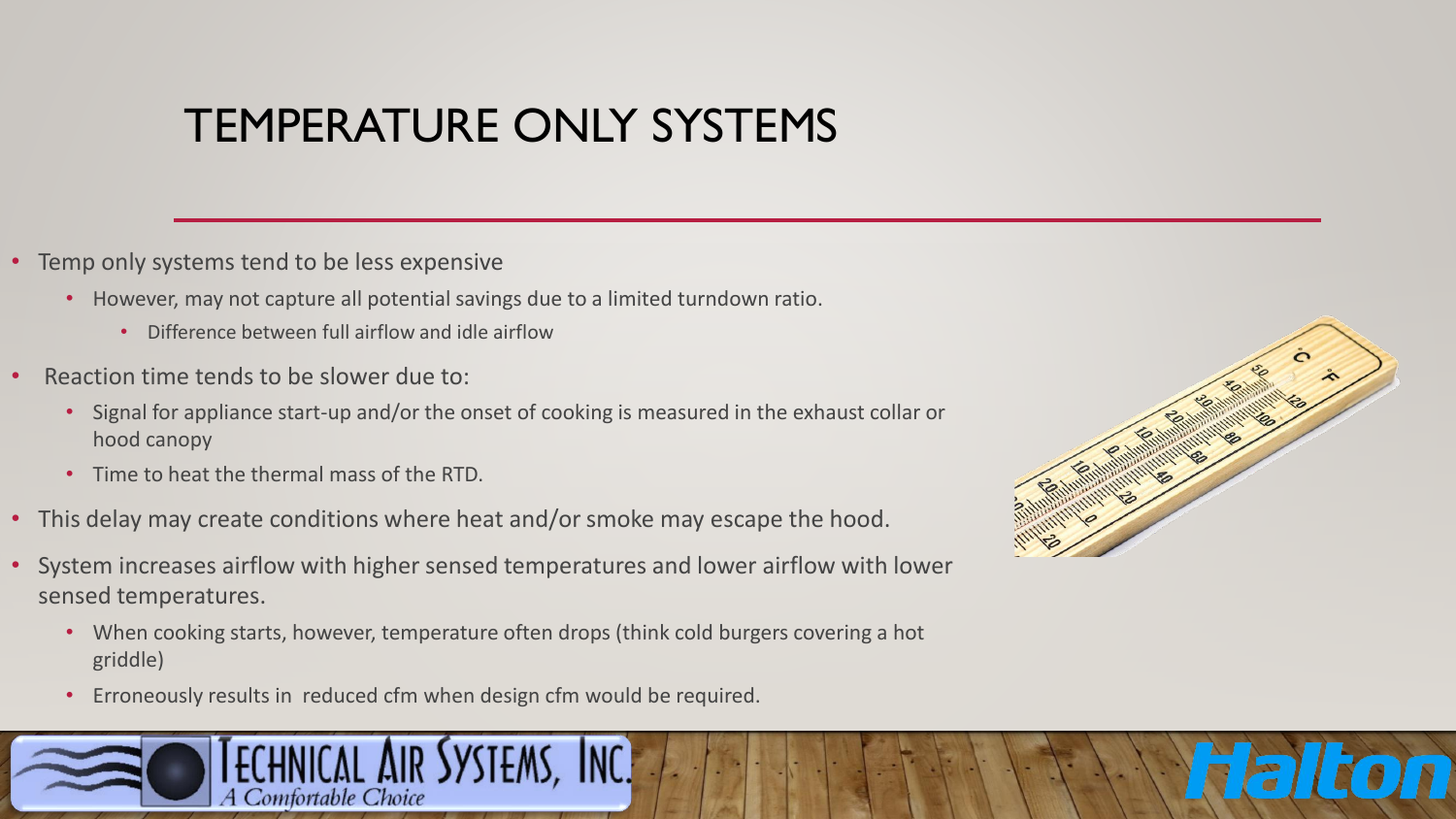# TEMPERATURE ONLY SYSTEMS

- Temp only systems tend to be less expensive
  - However, may not capture all potential savings due to a limited turndown ratio.
    - Difference between full airflow and idle airflow
- Reaction time tends to be slower due to:
  - Signal for appliance start-up and/or the onset of cooking is measured in the exhaust collar or hood canopy
  - Time to heat the thermal mass of the RTD.
- This delay may create conditions where heat and/or smoke may escape the hood.
- System increases airflow with higher sensed temperatures and lower airflow with lower sensed temperatures.
  - When cooking starts, however, temperature often drops (think cold burgers covering a hot griddle)
  - Erroneously results in reduced cfm when design cfm would be required.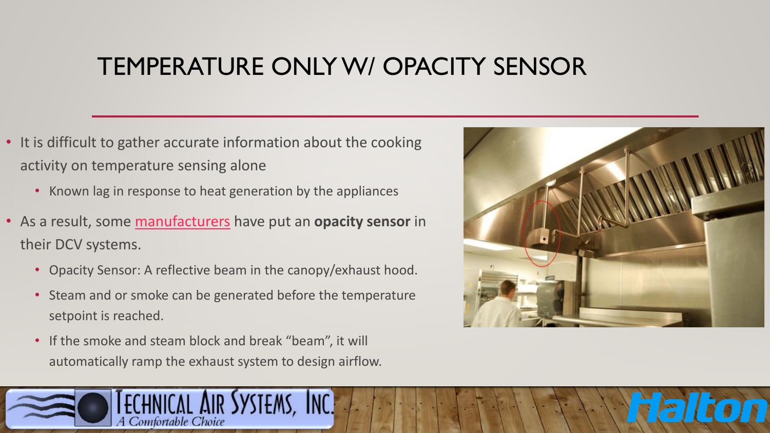# TEMPERATURE ONLY W/ OPACITY SENSOR

- It is difficult to gather accurate information about the cooking activity on temperature sensing alone
  - Known lag in response to heat generation by the appliances
- As a result, some manufacturers have put an **opacity sensor** in their DCV systems.
  - Opacity Sensor: A reflective beam in the canopy/exhaust hood.
  - Steam and or smoke can be generated before the temperature setpoint is reached.
  - If the smoke and steam block and break "beam", it will automatically ramp the exhaust system to design airflow.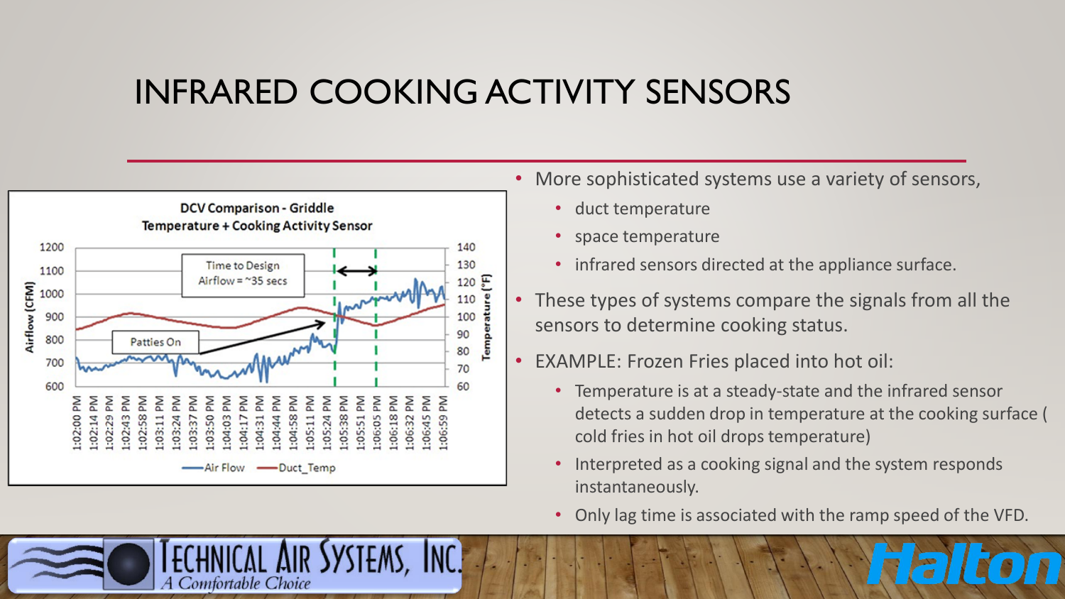# INFRARED COOKING ACTIVITY SENSORS

**DCV Comparison - Griddle**
**Temperature + Cooking Activity Sensor**

Time to Design Airflow = ~35 secs

Patties On

Airflow (CFM) — Temperature (°F)

Air Flow — Duct_Temp

- More sophisticated systems use a variety of sensors,
  - duct temperature
  - space temperature
  - infrared sensors directed at the appliance surface.
- These types of systems compare the signals from all the sensors to determine cooking status.
- EXAMPLE: Frozen Fries placed into hot oil:
  - Temperature is at a steady-state and the infrared sensor detects a sudden drop in temperature at the cooking surface ( cold fries in hot oil drops temperature)
  - Interpreted as a cooking signal and the system responds instantaneously.
  - Only lag time is associated with the ramp speed of the VFD.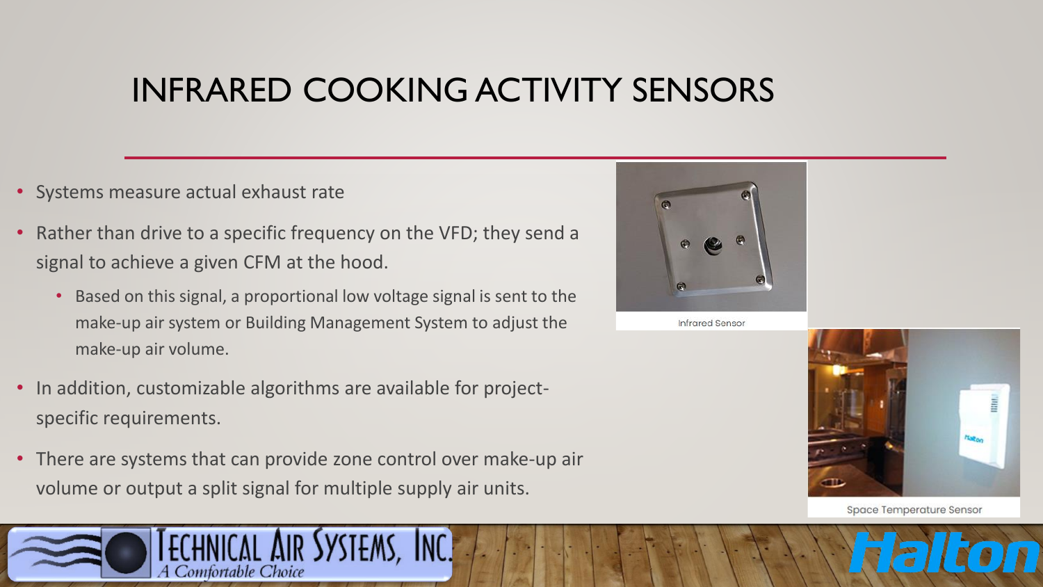# INFRARED COOKING ACTIVITY SENSORS

- Systems measure actual exhaust rate
- Rather than drive to a specific frequency on the VFD; they send a signal to achieve a given CFM at the hood.
  - Based on this signal, a proportional low voltage signal is sent to the make-up air system or Building Management System to adjust the make-up air volume.
- In addition, customizable algorithms are available for project-specific requirements.
- There are systems that can provide zone control over make-up air volume or output a split signal for multiple supply air units.

Infrared Sensor

Space Temperature Sensor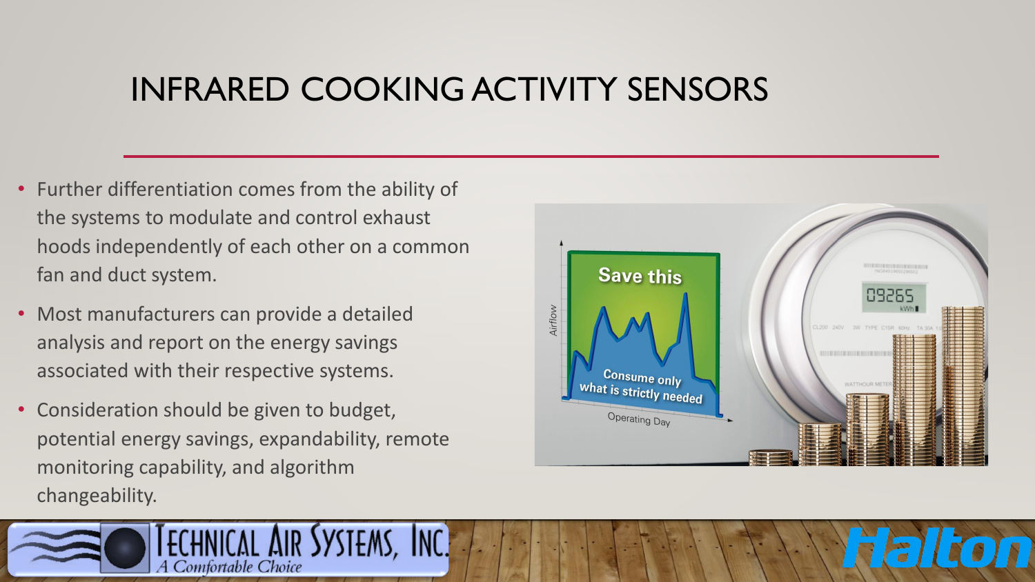# INFRARED COOKING ACTIVITY SENSORS

- Further differentiation comes from the ability of the systems to modulate and control exhaust hoods independently of each other on a common fan and duct system.
- Most manufacturers can provide a detailed analysis and report on the energy savings associated with their respective systems.
- Consideration should be given to budget, potential energy savings, expandability, remote monitoring capability, and algorithm changeability.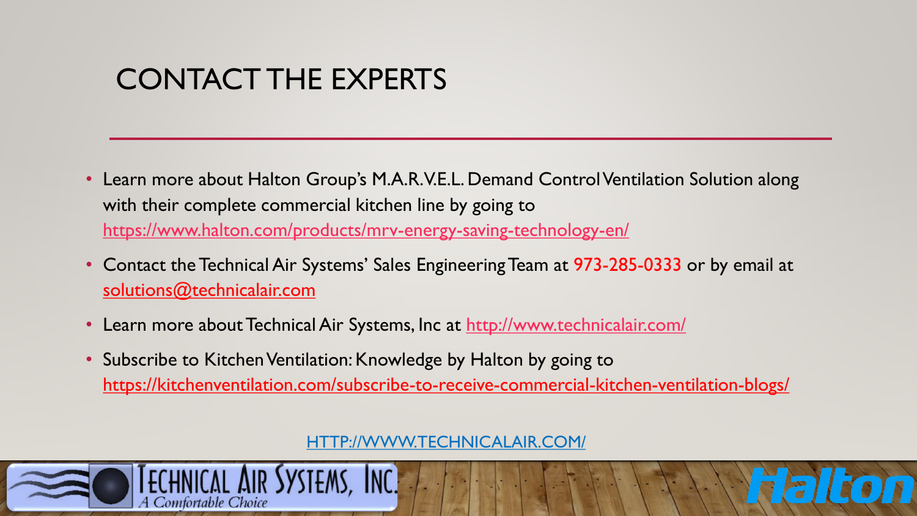# CONTACT THE EXPERTS

- Learn more about Halton Group's M.A.R.V.E.L. Demand Control Ventilation Solution along with their complete commercial kitchen line by going to https://www.halton.com/products/mrv-energy-saving-technology-en/
- Contact the Technical Air Systems' Sales Engineering Team at 973-285-0333 or by email at solutions@technicalair.com
- Learn more about Technical Air Systems, Inc at http://www.technicalair.com/
- Subscribe to Kitchen Ventilation: Knowledge by Halton by going to https://kitchenventilation.com/subscribe-to-receive-commercial-kitchen-ventilation-blogs/

HTTP://WWW.TECHNICALAIR.COM/

TECHNICAL AIR SYSTEMS, INC.
*A Comfortable Choice*

Halton